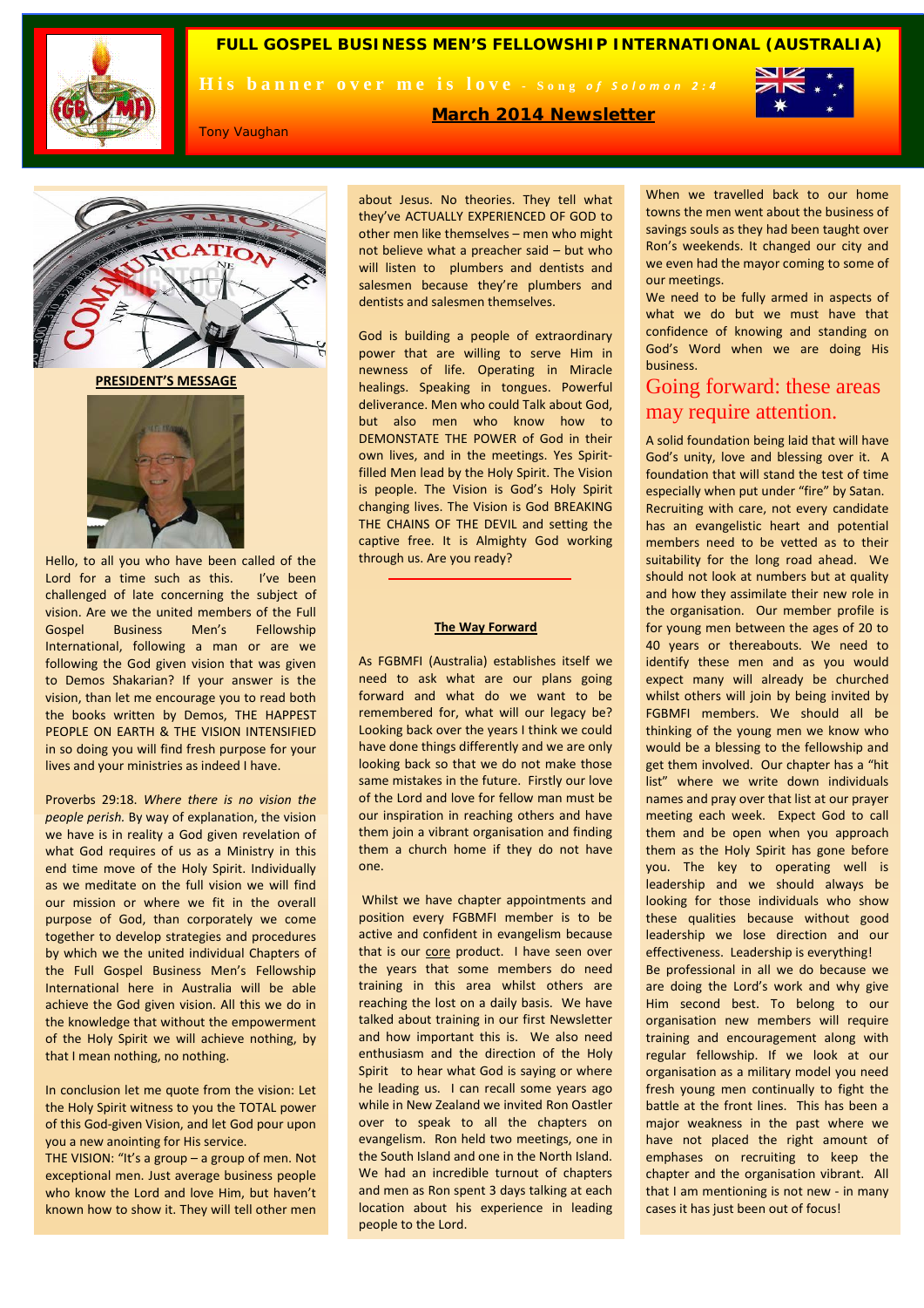# FULL GOSPEL BUSINESS MEN'S FELLOWSHIP INTERNATIONAL (AUSTRALIA)

**His banner over me is love** - *Song of Solomon 2:4*

## March 2014 Newsletter

Tony Vaughan

### PRESIDENT'S MESSAGE

Hello, to all you who have been called of the Lord for a time such as this. I've been challenged of late concerning the subject of vision. Are we the united members of the Full Gospel Business Men's Fellowship International, following a man or are we following the God given vision that was given to Demos Shakarian? If your answer is the vision, than let me encourage you to read both the books written by Demos, THE HAPPEST PEOPLE ON EARTH & THE VISION INTENSIFIED in so doing you will find fresh purpose for your lives and your ministries as indeed I have.

Proverbs 29:18. *Where there is no vision the people perish.* By way of explanation, the vision we have is in reality a God given revelation of what God requires of us as a Ministry in this end time move of the Holy Spirit. Individually as we meditate on the full vision we will find our mission or where we fit in the overall purpose of God, than corporately we come together to develop strategies and procedures by which we the united individual Chapters of the Full Gospel Business Men's Fellowship International here in Australia will be able achieve the God given vision. All this we do in the knowledge that without the empowerment of the Holy Spirit we will achieve nothing, by that I mean nothing, no nothing.

In conclusion let me quote from the vision: Let the Holy Spirit witness to you the TOTAL power of this God-given Vision, and let God pour upon you a new anointing for His service.

THE VISION: "It's a group – a group of men. Not exceptional men. Just average business people who know the Lord and love Him, but haven't known how to show it. They will tell other men about Jesus. No theories. They tell what they've ACTUALLY EXPERIENCED OF GOD to other men like themselves – men who might not believe what a preacher said – but who will listen to plumbers and dentists and salesmen because they're plumbers and dentists and salesmen themselves.

God is building a people of extraordinary power that are willing to serve Him in newness of life. Operating in Miracle healings. Speaking in tongues. Powerful deliverance. Men who could Talk about God, but also men who know how to DEMONSTATE THE POWER of God in their own lives, and in the meetings. Yes Spirit-filled Men lead by the Holy Spirit. The Vision is people. The Vision is God's Holy Spirit changing lives. The Vision is God BREAKING THE CHAINS OF THE DEVIL and setting the captive free. It is Almighty God working through us. Are you ready?

---

### The Way Forward

As FGBMFI (Australia) establishes itself we need to ask what are our plans going forward and what do we want to be remembered for, what will our legacy be? Looking back over the years I think we could have done things differently and we are only looking back so that we do not make those same mistakes in the future. Firstly our love of the Lord and love for fellow man must be our inspiration in reaching others and have them join a vibrant organisation and finding them a church home if they do not have one.

Whilst we have chapter appointments and position every FGBMFI member is to be active and confident in evangelism because that is our <u>core</u> product. I have seen over the years that some members do need training in this area whilst others are reaching the lost on a daily basis. We have talked about training in our first Newsletter and how important this is. We also need enthusiasm and the direction of the Holy Spirit to hear what God is saying or where he leading us. I can recall some years ago while in New Zealand we invited Ron Oastler over to speak to all the chapters on evangelism. Ron held two meetings, one in the South Island and one in the North Island. We had an incredible turnout of chapters and men as Ron spent 3 days talking at each location about his experience in leading people to the Lord.

When we travelled back to our home towns the men went about the business of savings souls as they had been taught over Ron's weekends. It changed our city and we even had the mayor coming to some of our meetings.

We need to be fully armed in aspects of what we do but we must have that confidence of knowing and standing on God's Word when we are doing His business.

## Going forward: these areas may require attention.

A solid foundation being laid that will have God's unity, love and blessing over it. A foundation that will stand the test of time especially when put under "fire" by Satan.

Recruiting with care, not every candidate has an evangelistic heart and potential members need to be vetted as to their suitability for the long road ahead. We should not look at numbers but at quality and how they assimilate their new role in the organisation. Our member profile is for young men between the ages of 20 to 40 years or thereabouts. We need to identify these men and as you would expect many will already be churched whilst others will join by being invited by FGBMFI members. We should all be thinking of the young men we know who would be a blessing to the fellowship and get them involved. Our chapter has a "hit list" where we write down individuals names and pray over that list at our prayer meeting each week. Expect God to call them and be open when you approach them as the Holy Spirit has gone before you. The key to operating well is leadership and we should always be looking for those individuals who show these qualities because without good leadership we lose direction and our effectiveness. Leadership is everything!

Be professional in all we do because we are doing the Lord's work and why give Him second best. To belong to our organisation new members will require training and encouragement along with regular fellowship. If we look at our organisation as a military model you need fresh young men continually to fight the battle at the front lines. This has been a major weakness in the past where we have not placed the right amount of emphases on recruiting to keep the chapter and the organisation vibrant. All that I am mentioning is not new - in many cases it has just been out of focus!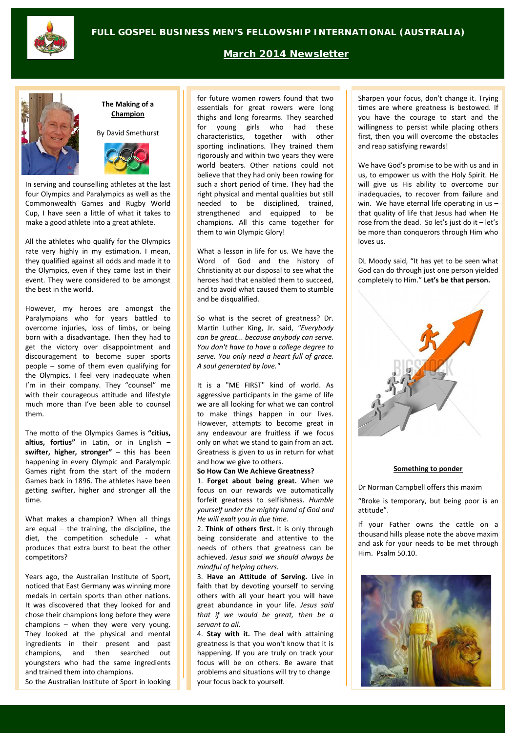# FULL GOSPEL BUSINESS MEN'S FELLOWSHIP INTERNATIONAL (AUSTRALIA)

## March 2014 Newsletter

### The Making of a Champion

By David Smethurst

In serving and counselling athletes at the last four Olympics and Paralympics as well as the Commonwealth Games and Rugby World Cup, I have seen a little of what it takes to make a good athlete into a great athlete.

All the athletes who qualify for the Olympics rate very highly in my estimation. I mean, they qualified against all odds and made it to the Olympics, even if they came last in their event. They were considered to be amongst the best in the world.

However, my heroes are amongst the Paralympians who for years battled to overcome injuries, loss of limbs, or being born with a disadvantage. Then they had to get the victory over disappointment and discouragement to become super sports people – some of them even qualifying for the Olympics. I feel very inadequate when I'm in their company. They "counsel" me with their courageous attitude and lifestyle much more than I've been able to counsel them.

The motto of the Olympics Games is **"citius, altius, fortius"** in Latin, or in English – **swifter, higher, stronger"** – this has been happening in every Olympic and Paralympic Games right from the start of the modern Games back in 1896. The athletes have been getting swifter, higher and stronger all the time.

What makes a champion? When all things are equal – the training, the discipline, the diet, the competition schedule - what produces that extra burst to beat the other competitors?

Years ago, the Australian Institute of Sport, noticed that East Germany was winning more medals in certain sports than other nations. It was discovered that they looked for and chose their champions long before they were champions – when they were very young. They looked at the physical and mental ingredients in their present and past champions, and then searched out youngsters who had the same ingredients and trained them into champions.

So the Australian Institute of Sport in looking for future women rowers found that two essentials for great rowers were long thighs and long forearms. They searched for young girls who had these characteristics, together with other sporting inclinations. They trained them rigorously and within two years they were world beaters. Other nations could not believe that they had only been rowing for such a short period of time. They had the right physical and mental qualities but still needed to be disciplined, trained, strengthened and equipped to be champions. All this came together for them to win Olympic Glory!

What a lesson in life for us. We have the Word of God and the history of Christianity at our disposal to see what the heroes had that enabled them to succeed, and to avoid what caused them to stumble and be disqualified.

So what is the secret of greatness? Dr. Martin Luther King, Jr. said, *"Everybody can be great... because anybody can serve. You don't have to have a college degree to serve. You only need a heart full of grace. A soul generated by love."*

It is a "ME FIRST" kind of world. As aggressive participants in the game of life we are all looking for what we can control to make things happen in our lives. However, attempts to become great in any endeavour are fruitless if we focus only on what we stand to gain from an act. Greatness is given to us in return for what and how we give to others.

**So How Can We Achieve Greatness?**

1. **Forget about being great.** When we focus on our rewards we automatically forfeit greatness to selfishness. *Humble yourself under the mighty hand of God and He will exalt you in due time.*
2. **Think of others first.** It is only through being considerate and attentive to the needs of others that greatness can be achieved. *Jesus said we should always be mindful of helping others.*
3. **Have an Attitude of Serving.** Live in faith that by devoting yourself to serving others with all your heart you will have great abundance in your life. *Jesus said that if we would be great, then be a servant to all.*
4. **Stay with it.** The deal with attaining greatness is that you won't know that it is happening. If you are truly on track your focus will be on others. Be aware that problems and situations will try to change your focus back to yourself.

Sharpen your focus, don't change it. Trying times are where greatness is bestowed. If you have the courage to start and the willingness to persist while placing others first, then you will overcome the obstacles and reap satisfying rewards!

We have God's promise to be with us and in us, to empower us with the Holy Spirit. He will give us His ability to overcome our inadequacies, to recover from failure and win. We have eternal life operating in us – that quality of life that Jesus had when He rose from the dead. So let's just do it – let's be more than conquerors through Him who loves us.

DL Moody said, "It has yet to be seen what God can do through just one person yielded completely to Him." **Let's be that person.**

### Something to ponder

Dr Norman Campbell offers this maxim

"Broke is temporary, but being poor is an attitude".

If your Father owns the cattle on a thousand hills please note the above maxim and ask for your needs to be met through Him. Psalm 50.10.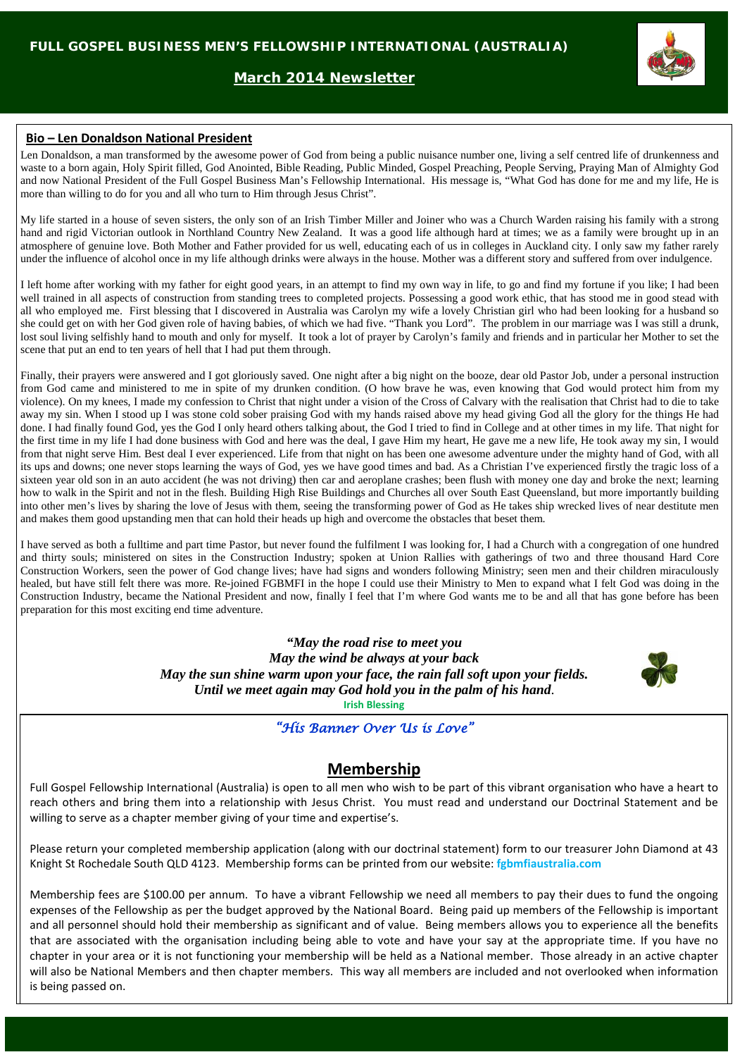# FULL GOSPEL BUSINESS MEN'S FELLOWSHIP INTERNATIONAL (AUSTRALIA)

## March 2014 Newsletter

## Bio – Len Donaldson National President

Len Donaldson, a man transformed by the awesome power of God from being a public nuisance number one, living a self centred life of drunkenness and waste to a born again, Holy Spirit filled, God Anointed, Bible Reading, Public Minded, Gospel Preaching, People Serving, Praying Man of Almighty God and now National President of the Full Gospel Business Man's Fellowship International. His message is, "What God has done for me and my life, He is more than willing to do for you and all who turn to Him through Jesus Christ".

My life started in a house of seven sisters, the only son of an Irish Timber Miller and Joiner who was a Church Warden raising his family with a strong hand and rigid Victorian outlook in Northland Country New Zealand. It was a good life although hard at times; we as a family were brought up in an atmosphere of genuine love. Both Mother and Father provided for us well, educating each of us in colleges in Auckland city. I only saw my father rarely under the influence of alcohol once in my life although drinks were always in the house. Mother was a different story and suffered from over indulgence.

I left home after working with my father for eight good years, in an attempt to find my own way in life, to go and find my fortune if you like; I had been well trained in all aspects of construction from standing trees to completed projects. Possessing a good work ethic, that has stood me in good stead with all who employed me. First blessing that I discovered in Australia was Carolyn my wife a lovely Christian girl who had been looking for a husband so she could get on with her God given role of having babies, of which we had five. "Thank you Lord". The problem in our marriage was I was still a drunk, lost soul living selfishly hand to mouth and only for myself. It took a lot of prayer by Carolyn's family and friends and in particular her Mother to set the scene that put an end to ten years of hell that I had put them through.

Finally, their prayers were answered and I got gloriously saved. One night after a big night on the booze, dear old Pastor Job, under a personal instruction from God came and ministered to me in spite of my drunken condition. (O how brave he was, even knowing that God would protect him from my violence). On my knees, I made my confession to Christ that night under a vision of the Cross of Calvary with the realisation that Christ had to die to take away my sin. When I stood up I was stone cold sober praising God with my hands raised above my head giving God all the glory for the things He had done. I had finally found God, yes the God I only heard others talking about, the God I tried to find in College and at other times in my life. That night for the first time in my life I had done business with God and here was the deal, I gave Him my heart, He gave me a new life, He took away my sin, I would from that night serve Him. Best deal I ever experienced. Life from that night on has been one awesome adventure under the mighty hand of God, with all its ups and downs; one never stops learning the ways of God, yes we have good times and bad. As a Christian I've experienced firstly the tragic loss of a sixteen year old son in an auto accident (he was not driving) then car and aeroplane crashes; been flush with money one day and broke the next; learning how to walk in the Spirit and not in the flesh. Building High Rise Buildings and Churches all over South East Queensland, but more importantly building into other men's lives by sharing the love of Jesus with them, seeing the transforming power of God as He takes ship wrecked lives of near destitute men and makes them good upstanding men that can hold their heads up high and overcome the obstacles that beset them.

I have served as both a fulltime and part time Pastor, but never found the fulfilment I was looking for, I had a Church with a congregation of one hundred and thirty souls; ministered on sites in the Construction Industry; spoken at Union Rallies with gatherings of two and three thousand Hard Core Construction Workers, seen the power of God change lives; have had signs and wonders following Ministry; seen men and their children miraculously healed, but have still felt there was more. Re-joined FGBMFI in the hope I could use their Ministry to Men to expand what I felt God was doing in the Construction Industry, became the National President and now, finally I feel that I'm where God wants me to be and all that has gone before has been preparation for this most exciting end time adventure.

***"May the road rise to meet you***
***May the wind be always at your back***
***May the sun shine warm upon your face, the rain fall soft upon your fields.***
***Until we meet again may God hold you in the palm of his hand.***

**Irish Blessing**

*"His Banner Over Us is Love"*

## Membership

Full Gospel Fellowship International (Australia) is open to all men who wish to be part of this vibrant organisation who have a heart to reach others and bring them into a relationship with Jesus Christ. You must read and understand our Doctrinal Statement and be willing to serve as a chapter member giving of your time and expertise's.

Please return your completed membership application (along with our doctrinal statement) form to our treasurer John Diamond at 43 Knight St Rochedale South QLD 4123. Membership forms can be printed from our website: **fgbmfiaustralia.com**

Membership fees are $100.00 per annum. To have a vibrant Fellowship we need all members to pay their dues to fund the ongoing expenses of the Fellowship as per the budget approved by the National Board. Being paid up members of the Fellowship is important and all personnel should hold their membership as significant and of value. Being members allows you to experience all the benefits that are associated with the organisation including being able to vote and have your say at the appropriate time. If you have no chapter in your area or it is not functioning your membership will be held as a National member. Those already in an active chapter will also be National Members and then chapter members. This way all members are included and not overlooked when information is being passed on.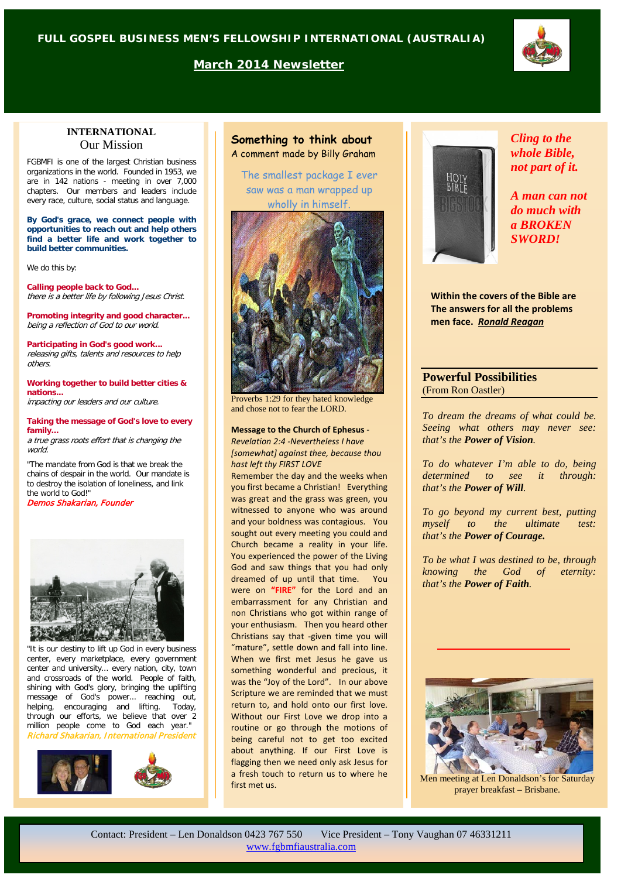# FULL GOSPEL BUSINESS MEN'S FELLOWSHIP INTERNATIONAL (AUSTRALIA)

## March 2014 Newsletter

### INTERNATIONAL
### Our Mission

FGBMFI is one of the largest Christian business organizations in the world. Founded in 1953, we are in 142 nations - meeting in over 7,000 chapters. Our members and leaders include every race, culture, social status and language.

**By God's grace, we connect people with opportunities to reach out and help others find a better life and work together to build better communities.**

We do this by:

**Calling people back to God...**
*there is a better life by following Jesus Christ.*

**Promoting integrity and good character...**
*being a reflection of God to our world.*

**Participating in God's good work...**
*releasing gifts, talents and resources to help others.*

**Working together to build better cities & nations...**
*impacting our leaders and our culture.*

**Taking the message of God's love to every family...**
*a true grass roots effort that is changing the world.*

"The mandate from God is that we break the chains of despair in the world. Our mandate is to destroy the isolation of loneliness, and link the world to God!"
***Demos Shakarian, Founder***

"It is our destiny to lift up God in every business center, every marketplace, every government center and university... every nation, city, town and crossroads of the world. People of faith, shining with God's glory, bringing the uplifting message of God's power... reaching out, helping, encouraging and lifting. Today, through our efforts, we believe that over 2 million people come to God each year."
***Richard Shakarian, International President***

### Something to think about
A comment made by Billy Graham

The smallest package I ever saw was a man wrapped up wholly in himself.

Proverbs 1:29 for they hated knowledge and chose not to fear the LORD.

**Message to the Church of Ephesus** - *Revelation 2:4 -Nevertheless I have [somewhat] against thee, because thou hast left thy FIRST LOVE*

Remember the day and the weeks when you first became a Christian! Everything was great and the grass was green, you witnessed to anyone who was around and your boldness was contagious. You sought out every meeting you could and Church became a reality in your life. You experienced the power of the Living God and saw things that you had only dreamed of up until that time. You were on **"FIRE"** for the Lord and an embarrassment for any Christian and non Christians who got within range of your enthusiasm. Then you heard other Christians say that -given time you will "mature", settle down and fall into line. When we first met Jesus he gave us something wonderful and precious, it was the "Joy of the Lord". In our above Scripture we are reminded that we must return to, and hold onto our first love. Without our First Love we drop into a routine or go through the motions of being careful not to get too excited about anything. If our First Love is flagging then we need only ask Jesus for a fresh touch to return us to where he first met us.

***Cling to the whole Bible, not part of it.***

***A man can not do much with a BROKEN SWORD!***

**Within the covers of the Bible are The answers for all the problems men face. *Ronald Reagan***

### Powerful Possibilities
(From Ron Oastler)

*To dream the dreams of what could be. Seeing what others may never see: that's the **Power of Vision**.*

*To do whatever I'm able to do, being determined to see it through: that's the **Power of Will**.*

*To go beyond my current best, putting myself to the ultimate test: that's the **Power of Courage.***

*To be what I was destined to be, through knowing the God of eternity: that's the **Power of Faith**.*

Men meeting at Len Donaldson's for Saturday prayer breakfast – Brisbane.

Contact: President – Len Donaldson 0423 767 550 Vice President – Tony Vaughan 07 46331211
www.fgbmfiaustralia.com